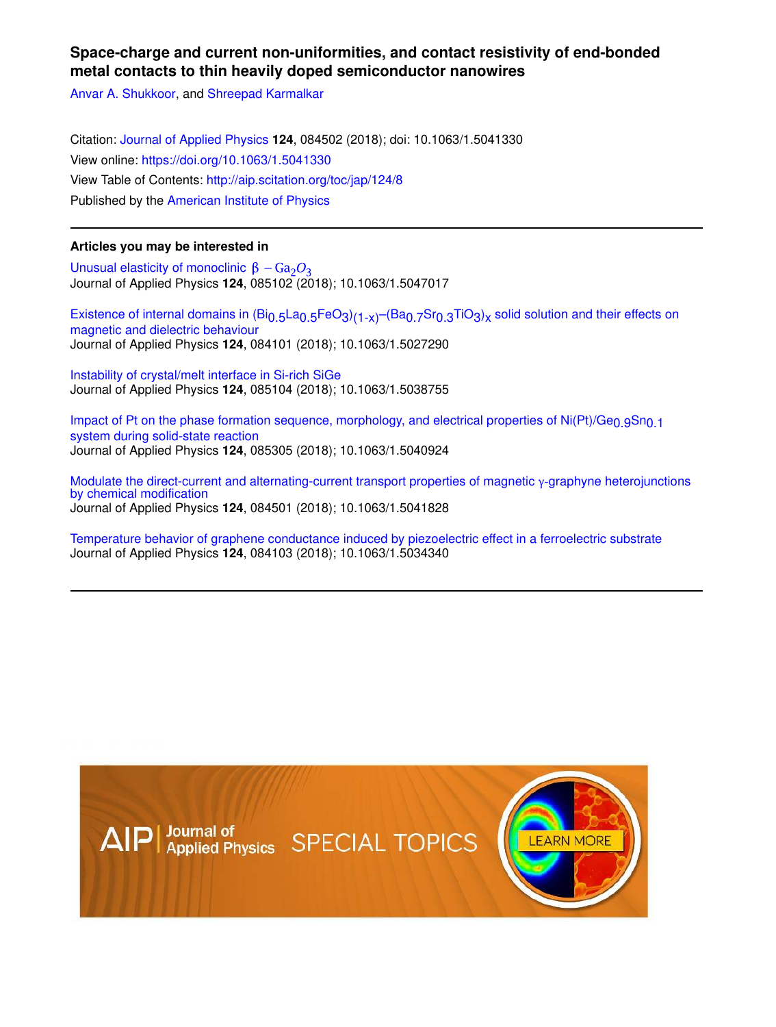# Space-charge and current non-uniformities, and contact resistivity of end-bonded metal contacts to thin heavily doped semiconductor nanowires

Anvar A. Shukkoor, and Shreepad Karmalkar

Citation: Journal of Applied Physics **124**, 084502 (2018); doi: 10.1063/1.5041330

View online: https://doi.org/10.1063/1.5041330

View Table of Contents: http://aip.scitation.org/toc/jap/124/8

Published by the American Institute of Physics

---

## Articles you may be interested in

Unusual elasticity of monoclinic $\beta - Ga_2O_3$
Journal of Applied Physics **124**, 085102 (2018); 10.1063/1.5047017

Existence of internal domains in $(Bi_{0.5}La_{0.5}FeO_3)_{(1-x)}$–$(Ba_{0.7}Sr_{0.3}TiO_3)_x$ solid solution and their effects on magnetic and dielectric behaviour
Journal of Applied Physics **124**, 084101 (2018); 10.1063/1.5027290

Instability of crystal/melt interface in Si-rich SiGe
Journal of Applied Physics **124**, 085104 (2018); 10.1063/1.5038755

Impact of Pt on the phase formation sequence, morphology, and electrical properties of Ni(Pt)/$Ge_{0.9}Sn_{0.1}$ system during solid-state reaction
Journal of Applied Physics **124**, 085305 (2018); 10.1063/1.5040924

Modulate the direct-current and alternating-current transport properties of magnetic γ-graphyne heterojunctions by chemical modification
Journal of Applied Physics **124**, 084501 (2018); 10.1063/1.5041828

Temperature behavior of graphene conductance induced by piezoelectric effect in a ferroelectric substrate
Journal of Applied Physics **124**, 084103 (2018); 10.1063/1.5034340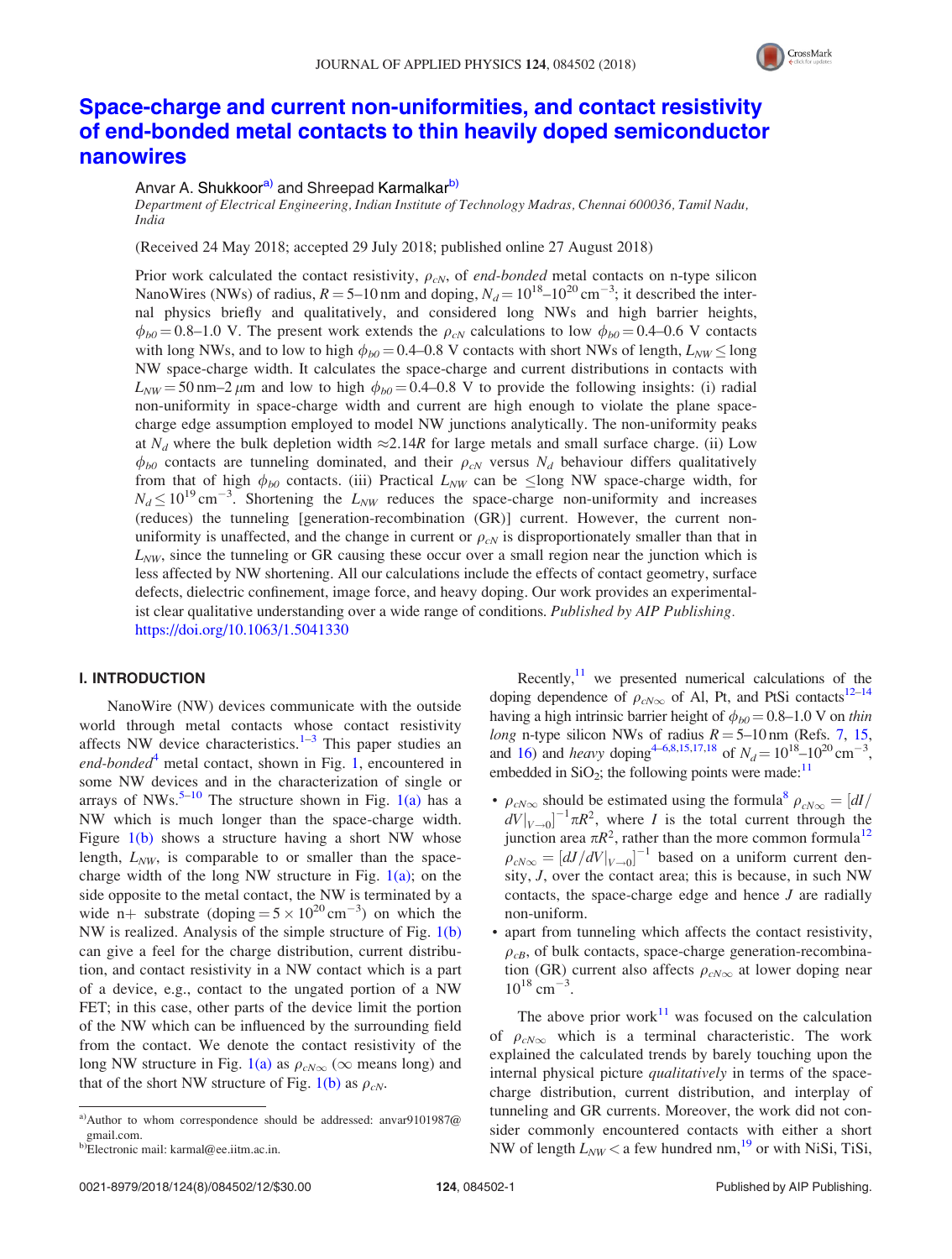# Space-charge and current non-uniformities, and contact resistivity of end-bonded metal contacts to thin heavily doped semiconductor nanowires

Anvar A. Shukkoor[a] and Shreepad Karmalkar[b]

*Department of Electrical Engineering, Indian Institute of Technology Madras, Chennai 600036, Tamil Nadu, India*

(Received 24 May 2018; accepted 29 July 2018; published online 27 August 2018)

Prior work calculated the contact resistivity, $\rho_{cN}$, of *end-bonded* metal contacts on n-type silicon NanoWires (NWs) of radius, $R = 5$–$10\,\text{nm}$ and doping, $N_d = 10^{18}$–$10^{20}\,\text{cm}^{-3}$; it described the internal physics briefly and qualitatively, and considered long NWs and high barrier heights, $\phi_{b0} = 0.8$–$1.0$ V. The present work extends the $\rho_{cN}$ calculations to low $\phi_{b0} = 0.4$–$0.6$ V contacts with long NWs, and to low to high $\phi_{b0} = 0.4$–$0.8$ V contacts with short NWs of length, $L_{NW} \leq$ long NW space-charge width. It calculates the space-charge and current distributions in contacts with $L_{NW} = 50\,\text{nm}$–$2\,\mu\text{m}$ and low to high $\phi_{b0} = 0.4$–$0.8$ V to provide the following insights: (i) radial non-uniformity in space-charge width and current are high enough to violate the plane space-charge edge assumption employed to model NW junctions analytically. The non-uniformity peaks at $N_d$ where the bulk depletion width $\approx 2.14R$ for large metals and small surface charge. (ii) Low $\phi_{b0}$ contacts are tunneling dominated, and their $\rho_{cN}$ versus $N_d$ behaviour differs qualitatively from that of high $\phi_{b0}$ contacts. (iii) Practical $L_{NW}$ can be $\leq$long NW space-charge width, for $N_d \leq 10^{19}\,\text{cm}^{-3}$. Shortening the $L_{NW}$ reduces the space-charge non-uniformity and increases (reduces) the tunneling [generation-recombination (GR)] current. However, the current non-uniformity is unaffected, and the change in current or $\rho_{cN}$ is disproportionately smaller than that in $L_{NW}$, since the tunneling or GR causing these occur over a small region near the junction which is less affected by NW shortening. All our calculations include the effects of contact geometry, surface defects, dielectric confinement, image force, and heavy doping. Our work provides an experimentalist clear qualitative understanding over a wide range of conditions. *Published by AIP Publishing.* https://doi.org/10.1063/1.5041330

## I. INTRODUCTION

NanoWire (NW) devices communicate with the outside world through metal contacts whose contact resistivity affects NW device characteristics.[1–3] This paper studies an *end-bonded*[4] metal contact, shown in Fig. 1, encountered in some NW devices and in the characterization of single or arrays of NWs.[5–10] The structure shown in Fig. 1(a) has a NW which is much longer than the space-charge width. Figure 1(b) shows a structure having a short NW whose length, $L_{NW}$, is comparable to or smaller than the space-charge width of the long NW structure in Fig. 1(a); on the side opposite to the metal contact, the NW is terminated by a wide n+ substrate (doping $= 5 \times 10^{20}\,\text{cm}^{-3}$) on which the NW is realized. Analysis of the simple structure of Fig. 1(b) can give a feel for the charge distribution, current distribution, and contact resistivity in a NW contact which is a part of a device, e.g., contact to the ungated portion of a NW FET; in this case, other parts of the device limit the portion of the NW which can be influenced by the surrounding field from the contact. We denote the contact resistivity of the long NW structure in Fig. 1(a) as $\rho_{cN\infty}$ ($\infty$ means long) and that of the short NW structure of Fig. 1(b) as $\rho_{cN}$.

Recently,[11] we presented numerical calculations of the doping dependence of $\rho_{cN\infty}$ of Al, Pt, and PtSi contacts[12–14] having a high intrinsic barrier height of $\phi_{b0} = 0.8$–$1.0$ V on *thin long* n-type silicon NWs of radius $R = 5$–$10\,\text{nm}$ (Refs. 7, 15, and 16) and *heavy* doping[4–6,8,15,17,18] of $N_d = 10^{18}$–$10^{20}\,\text{cm}^{-3}$, embedded in $SiO_2$; the following points were made:[11]

- $\rho_{cN\infty}$ should be estimated using the formula[8] $\rho_{cN\infty} = [dI/dV|_{V\to 0}]^{-1}\pi R^2$, where $I$ is the total current through the junction area $\pi R^2$, rather than the more common formula[12] $\rho_{cN\infty} = [dJ/dV|_{V\to 0}]^{-1}$ based on a uniform current density, $J$, over the contact area; this is because, in such NW contacts, the space-charge edge and hence $J$ are radially non-uniform.
- apart from tunneling which affects the contact resistivity, $\rho_{cB}$, of bulk contacts, space-charge generation-recombination (GR) current also affects $\rho_{cN\infty}$ at lower doping near $10^{18}\,\text{cm}^{-3}$.

The above prior work[11] was focused on the calculation of $\rho_{cN\infty}$ which is a terminal characteristic. The work explained the calculated trends by barely touching upon the internal physical picture *qualitatively* in terms of the space-charge distribution, current distribution, and interplay of tunneling and GR currents. Moreover, the work did not consider commonly encountered contacts with either a short NW of length $L_{NW} <$ a few hundred nm,[19] or with NiSi, TiSi,

[a] Author to whom correspondence should be addressed: anvar9101987@gmail.com.

[b] Electronic mail: karmal@ee.iitm.ac.in.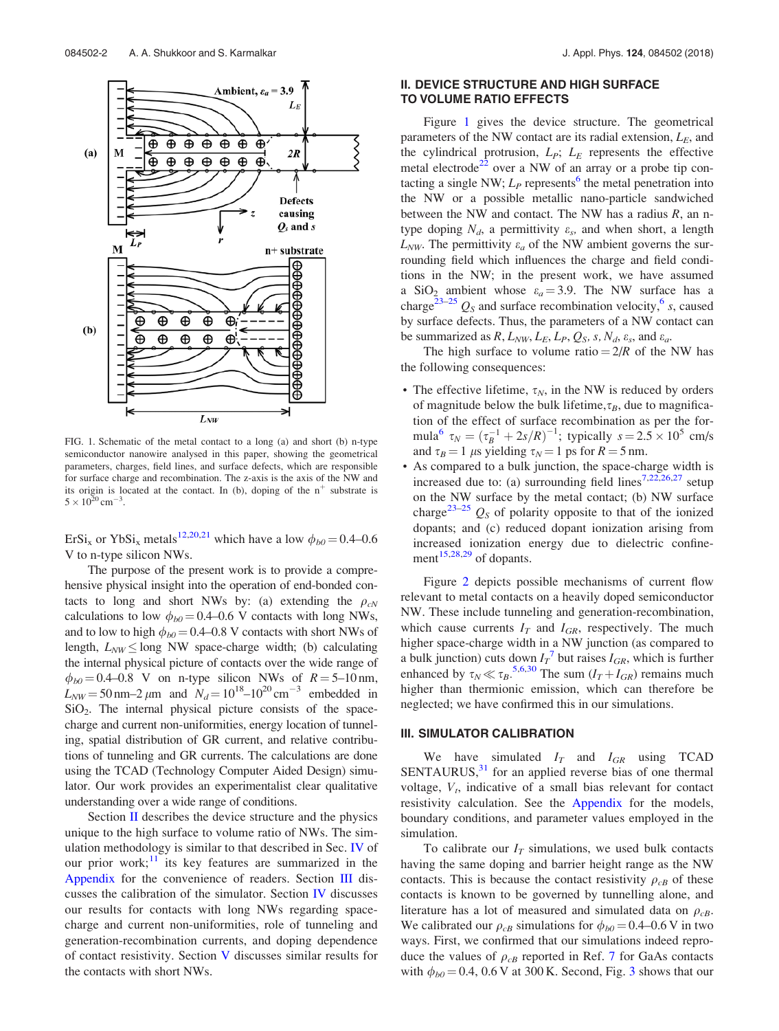FIG. 1. Schematic of the metal contact to a long (a) and short (b) n-type semiconductor nanowire analysed in this paper, showing the geometrical parameters, charges, field lines, and surface defects, which are responsible for surface charge and recombination. The z-axis is the axis of the NW and its origin is located at the contact. In (b), doping of the $n^+$ substrate is $5 \times 10^{20}\,\text{cm}^{-3}$.

$ErSi_x$ or $YbSi_x$ metals[12,20,21] which have a low $\phi_{b0} = 0.4$–$0.6$ V to n-type silicon NWs.

The purpose of the present work is to provide a comprehensive physical insight into the operation of end-bonded contacts to long and short NWs by: (a) extending the $\rho_{cN}$ calculations to low $\phi_{b0} = 0.4$–$0.6$ V contacts with long NWs, and to low to high $\phi_{b0} = 0.4$–$0.8$ V contacts with short NWs of length, $L_{NW} \leq$ long NW space-charge width; (b) calculating the internal physical picture of contacts over the wide range of $\phi_{b0} = 0.4$–$0.8$ V on n-type silicon NWs of $R = 5$–$10\,\text{nm}$, $L_{NW} = 50\,\text{nm}$–$2\,\mu\text{m}$ and $N_d = 10^{18}$–$10^{20}\,\text{cm}^{-3}$ embedded in $SiO_2$. The internal physical picture consists of the space-charge and current non-uniformities, energy location of tunneling, spatial distribution of GR current, and relative contributions of tunneling and GR currents. The calculations are done using the TCAD (Technology Computer Aided Design) simulator. Our work provides an experimentalist clear qualitative understanding over a wide range of conditions.

Section II describes the device structure and the physics unique to the high surface to volume ratio of NWs. The simulation methodology is similar to that described in Sec. IV of our prior work;[11] its key features are summarized in the Appendix for the convenience of readers. Section III discusses the calibration of the simulator. Section IV discusses our results for contacts with long NWs regarding space-charge and current non-uniformities, role of tunneling and generation-recombination currents, and doping dependence of contact resistivity. Section V discusses similar results for the contacts with short NWs.

## II. DEVICE STRUCTURE AND HIGH SURFACE TO VOLUME RATIO EFFECTS

Figure 1 gives the device structure. The geometrical parameters of the NW contact are its radial extension, $L_E$, and the cylindrical protrusion, $L_P$; $L_E$ represents the effective metal electrode[22] over a NW of an array or a probe tip contacting a single NW; $L_P$ represents[6] the metal penetration into the NW or a possible metallic nano-particle sandwiched between the NW and contact. The NW has a radius $R$, an n-type doping $N_d$, a permittivity $\varepsilon_s$, and when short, a length $L_{NW}$. The permittivity $\varepsilon_a$ of the NW ambient governs the surrounding field which influences the charge and field conditions in the NW; in the present work, we have assumed a $SiO_2$ ambient whose $\varepsilon_a = 3.9$. The NW surface has a charge[23–25] $Q_S$ and surface recombination velocity,[6] $s$, caused by surface defects. Thus, the parameters of a NW contact can be summarized as $R$, $L_{NW}$, $L_E$, $L_P$, $Q_S$, $s$, $N_d$, $\varepsilon_s$, and $\varepsilon_a$.

The high surface to volume ratio $= 2/R$ of the NW has the following consequences:

- The effective lifetime, $\tau_N$, in the NW is reduced by orders of magnitude below the bulk lifetime, $\tau_B$, due to magnification of the effect of surface recombination as per the formula[6] $\tau_N = (\tau_B^{-1} + 2s/R)^{-1}$; typically $s = 2.5 \times 10^5$ cm/s and $\tau_B = 1\ \mu$s yielding $\tau_N = 1$ ps for $R = 5$ nm.
- As compared to a bulk junction, the space-charge width is increased due to: (a) surrounding field lines[7,22,26,27] setup on the NW surface by the metal contact; (b) NW surface charge[23–25] $Q_S$ of polarity opposite to that of the ionized dopants; and (c) reduced dopant ionization arising from increased ionization energy due to dielectric confinement[15,28,29] of dopants.

Figure 2 depicts possible mechanisms of current flow relevant to metal contacts on a heavily doped semiconductor NW. These include tunneling and generation-recombination, which cause currents $I_T$ and $I_{GR}$, respectively. The much higher space-charge width in a NW junction (as compared to a bulk junction) cuts down $I_T$[7] but raises $I_{GR}$, which is further enhanced by $\tau_N \ll \tau_B$.[5,6,30] The sum $(I_T + I_{GR})$ remains much higher than thermionic emission, which can therefore be neglected; we have confirmed this in our simulations.

## III. SIMULATOR CALIBRATION

We have simulated $I_T$ and $I_{GR}$ using TCAD SENTAURUS,[31] for an applied reverse bias of one thermal voltage, $V_t$, indicative of a small bias relevant for contact resistivity calculation. See the Appendix for the models, boundary conditions, and parameter values employed in the simulation.

To calibrate our $I_T$ simulations, we used bulk contacts having the same doping and barrier height range as the NW contacts. This is because the contact resistivity $\rho_{cB}$ of these contacts is known to be governed by tunnelling alone, and literature has a lot of measured and simulated data on $\rho_{cB}$. We calibrated our $\rho_{cB}$ simulations for $\phi_{b0} = 0.4$–$0.6$ V in two ways. First, we confirmed that our simulations indeed reproduce the values of $\rho_{cB}$ reported in Ref. 7 for GaAs contacts with $\phi_{b0} = 0.4$, $0.6$ V at 300 K. Second, Fig. 3 shows that our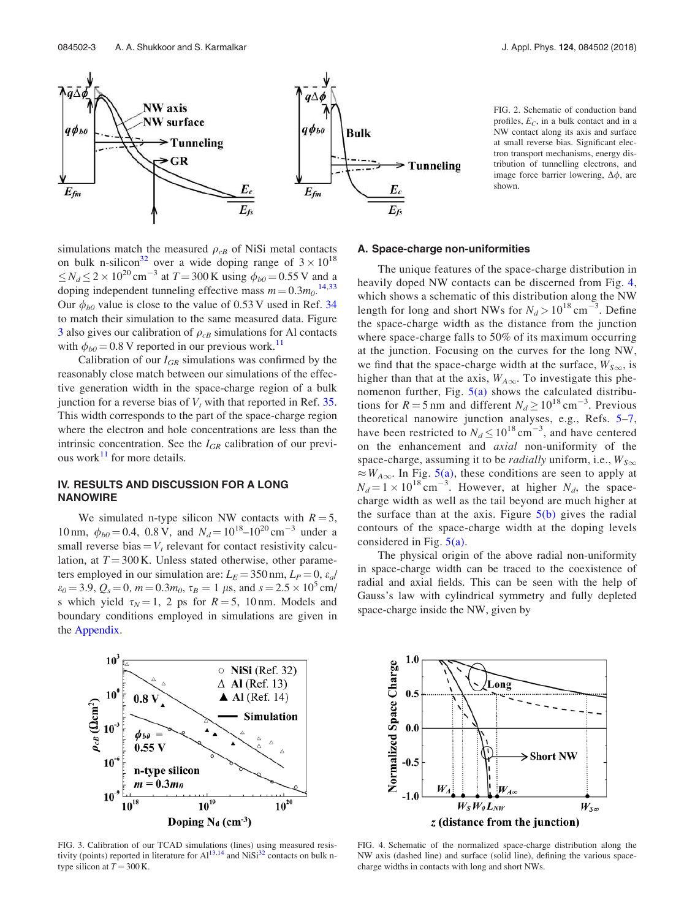simulations match the measured $\rho_{cB}$ of NiSi metal contacts on bulk n-silicon[32] over a wide doping range of $3 \times 10^{18} \leq N_d \leq 2 \times 10^{20}\,\text{cm}^{-3}$ at $T = 300\,\text{K}$ using $\phi_{b0} = 0.55\,\text{V}$ and a doping independent tunneling effective mass $m = 0.3m_0$.[14,33] Our $\phi_{b0}$ value is close to the value of 0.53 V used in Ref. 34 to match their simulation to the same measured data. Figure 3 also gives our calibration of $\rho_{cB}$ simulations for Al contacts with $\phi_{b0} = 0.8\,\text{V}$ reported in our previous work.[11]

Calibration of our $I_{GR}$ simulations was confirmed by the reasonably close match between our simulations of the effective generation width in the space-charge region of a bulk junction for a reverse bias of $V_t$ with that reported in Ref. 35. This width corresponds to the part of the space-charge region where the electron and hole concentrations are less than the intrinsic concentration. See the $I_{GR}$ calibration of our previous work[11] for more details.

## IV. RESULTS AND DISCUSSION FOR A LONG NANOWIRE

We simulated n-type silicon NW contacts with $R = 5$, 10 nm, $\phi_{b0} = 0.4$, 0.8 V, and $N_d = 10^{18}$–$10^{20}\,\text{cm}^{-3}$ under a small reverse bias $= V_t$ relevant for contact resistivity calculation, at $T = 300\,\text{K}$. Unless stated otherwise, other parameters employed in our simulation are: $L_E = 350\,\text{nm}$, $L_P = 0$, $\varepsilon_a/\varepsilon_0 = 3.9$, $Q_s = 0$, $m = 0.3m_0$, $\tau_B = 1\,\mu\text{s}$, and $s = 2.5 \times 10^5\,\text{cm/s}$ which yield $\tau_N = 1$, 2 ps for $R = 5$, 10 nm. Models and boundary conditions employed in simulations are given in the Appendix.

### A. Space-charge non-uniformities

The unique features of the space-charge distribution in heavily doped NW contacts can be discerned from Fig. 4, which shows a schematic of this distribution along the NW length for long and short NWs for $N_d > 10^{18}\,\text{cm}^{-3}$. Define the space-charge width as the distance from the junction where space-charge falls to 50% of its maximum occurring at the junction. Focusing on the curves for the long NW, we find that the space-charge width at the surface, $W_{S\infty}$, is higher than that at the axis, $W_{A\infty}$. To investigate this phenomenon further, Fig. 5(a) shows the calculated distributions for $R = 5\,\text{nm}$ and different $N_d \geq 10^{18}\,\text{cm}^{-3}$. Previous theoretical nanowire junction analyses, e.g., Refs. 5–7, have been restricted to $N_d \leq 10^{18}\,\text{cm}^{-3}$, and have centered on the enhancement and *axial* non-uniformity of the space-charge, assuming it to be *radially* uniform, i.e., $W_{S\infty} \approx W_{A\infty}$. In Fig. 5(a), these conditions are seen to apply at $N_d = 1 \times 10^{18}\,\text{cm}^{-3}$. However, at higher $N_d$, the space-charge width as well as the tail beyond are much higher at the surface than at the axis. Figure 5(b) gives the radial contours of the space-charge width at the doping levels considered in Fig. 5(a).

The physical origin of the above radial non-uniformity in space-charge width can be traced to the coexistence of radial and axial fields. This can be seen with the help of Gauss's law with cylindrical symmetry and fully depleted space-charge inside the NW, given by

FIG. 2. Schematic of conduction band profiles, $E_C$, in a bulk contact and in a NW contact along its axis and surface at small reverse bias. Significant electron transport mechanisms, energy distribution of tunnelling electrons, and image force barrier lowering, $\Delta\phi$, are shown.

FIG. 3. Calibration of our TCAD simulations (lines) using measured resistivity (points) reported in literature for Al[13,14] and NiSi[32] contacts on bulk n-type silicon at $T = 300\,\text{K}$.

FIG. 4. Schematic of the normalized space-charge distribution along the NW axis (dashed line) and surface (solid line), defining the various space-charge widths in contacts with long and short NWs.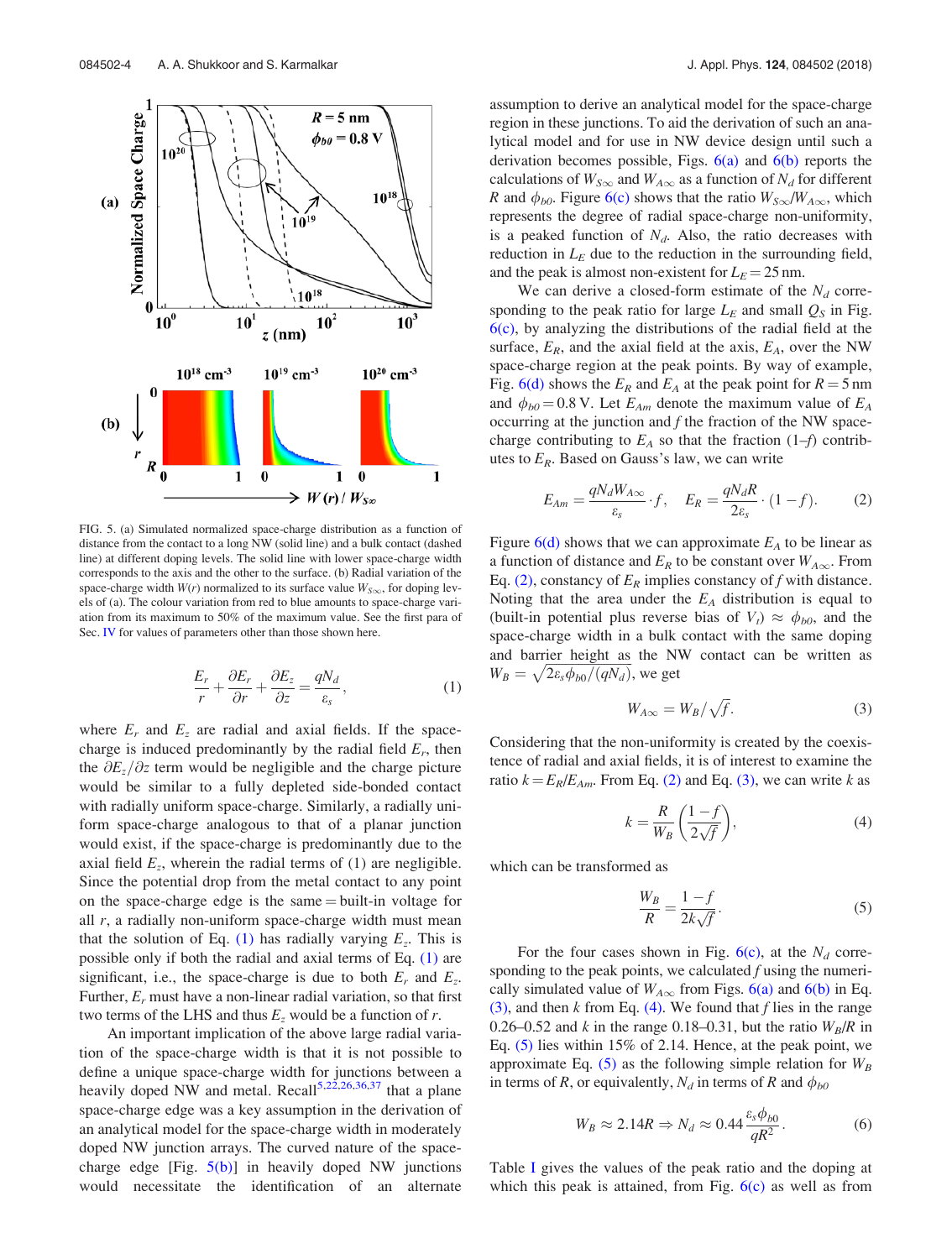FIG. 5. (a) Simulated normalized space-charge distribution as a function of distance from the contact to a long NW (solid line) and a bulk contact (dashed line) at different doping levels. The solid line with lower space-charge width corresponds to the axis and the other to the surface. (b) Radial variation of the space-charge width $W(r)$ normalized to its surface value $W_{S\infty}$, for doping levels of (a). The colour variation from red to blue amounts to space-charge variation from its maximum to 50% of the maximum value. See the first para of Sec. IV for values of parameters other than those shown here.

$$\frac{E_r}{r} + \frac{\partial E_r}{\partial r} + \frac{\partial E_z}{\partial z} = \frac{qN_d}{\varepsilon_s}, \tag{1}$$

where $E_r$ and $E_z$ are radial and axial fields. If the space-charge is induced predominantly by the radial field $E_r$, then the $\partial E_z/\partial z$ term would be negligible and the charge picture would be similar to a fully depleted side-bonded contact with radially uniform space-charge. Similarly, a radially uniform space-charge analogous to that of a planar junction would exist, if the space-charge is predominantly due to the axial field $E_z$, wherein the radial terms of (1) are negligible. Since the potential drop from the metal contact to any point on the space-charge edge is the same = built-in voltage for all $r$, a radially non-uniform space-charge width must mean that the solution of Eq. (1) has radially varying $E_z$. This is possible only if both the radial and axial terms of Eq. (1) are significant, i.e., the space-charge is due to both $E_r$ and $E_z$. Further, $E_r$ must have a non-linear radial variation, so that first two terms of the LHS and thus $E_z$ would be a function of $r$.

An important implication of the above large radial variation of the space-charge width is that it is not possible to define a unique space-charge width for junctions between a heavily doped NW and metal. Recall[5,22,26,36,37] that a plane space-charge edge was a key assumption in the derivation of an analytical model for the space-charge width in moderately doped NW junction arrays. The curved nature of the space-charge edge [Fig. 5(b)] in heavily doped NW junctions would necessitate the identification of an alternate assumption to derive an analytical model for the space-charge region in these junctions. To aid the derivation of such an analytical model and for use in NW device design until such a derivation becomes possible, Figs. 6(a) and 6(b) reports the calculations of $W_{S\infty}$ and $W_{A\infty}$ as a function of $N_d$ for different $R$ and $\phi_{b0}$. Figure 6(c) shows that the ratio $W_{S\infty}/W_{A\infty}$, which represents the degree of radial space-charge non-uniformity, is a peaked function of $N_d$. Also, the ratio decreases with reduction in $L_E$ due to the reduction in the surrounding field, and the peak is almost non-existent for $L_E = 25$ nm.

We can derive a closed-form estimate of the $N_d$ corresponding to the peak ratio for large $L_E$ and small $Q_S$ in Fig. 6(c), by analyzing the distributions of the radial field at the surface, $E_R$, and the axial field at the axis, $E_A$, over the NW space-charge region at the peak points. By way of example, Fig. 6(d) shows the $E_R$ and $E_A$ at the peak point for $R = 5$ nm and $\phi_{b0} = 0.8$ V. Let $E_{Am}$ denote the maximum value of $E_A$ occurring at the junction and $f$ the fraction of the NW space-charge contributing to $E_A$ so that the fraction $(1–f)$ contributes to $E_R$. Based on Gauss's law, we can write

$$E_{Am} = \frac{qN_d W_{A\infty}}{\varepsilon_s} \cdot f, \quad E_R = \frac{qN_d R}{2\varepsilon_s} \cdot (1 - f). \tag{2}$$

Figure 6(d) shows that we can approximate $E_A$ to be linear as a function of distance and $E_R$ to be constant over $W_{A\infty}$. From Eq. (2), constancy of $E_R$ implies constancy of $f$ with distance. Noting that the area under the $E_A$ distribution is equal to (built-in potential plus reverse bias of $V_r$) $\approx \phi_{b0}$, and the space-charge width in a bulk contact with the same doping and barrier height as the NW contact can be written as $W_B = \sqrt{2\varepsilon_s \phi_{b0}/(qN_d)}$, we get

$$W_{A\infty} = W_B/\sqrt{f}. \tag{3}$$

Considering that the non-uniformity is created by the coexistence of radial and axial fields, it is of interest to examine the ratio $k = E_R/E_{Am}$. From Eq. (2) and Eq. (3), we can write $k$ as

$$k = \frac{R}{W_B}\left(\frac{1-f}{2\sqrt{f}}\right), \tag{4}$$

which can be transformed as

$$\frac{W_B}{R} = \frac{1-f}{2k\sqrt{f}}. \tag{5}$$

For the four cases shown in Fig. 6(c), at the $N_d$ corresponding to the peak points, we calculated $f$ using the numerically simulated value of $W_{A\infty}$ from Figs. 6(a) and 6(b) in Eq. (3), and then $k$ from Eq. (4). We found that $f$ lies in the range 0.26–0.52 and $k$ in the range 0.18–0.31, but the ratio $W_B/R$ in Eq. (5) lies within 15% of 2.14. Hence, at the peak point, we approximate Eq. (5) as the following simple relation for $W_B$ in terms of $R$, or equivalently, $N_d$ in terms of $R$ and $\phi_{b0}$

$$W_B \approx 2.14R \Rightarrow N_d \approx 0.44\frac{\varepsilon_s \phi_{b0}}{qR^2}. \tag{6}$$

Table I gives the values of the peak ratio and the doping at which this peak is attained, from Fig. 6(c) as well as from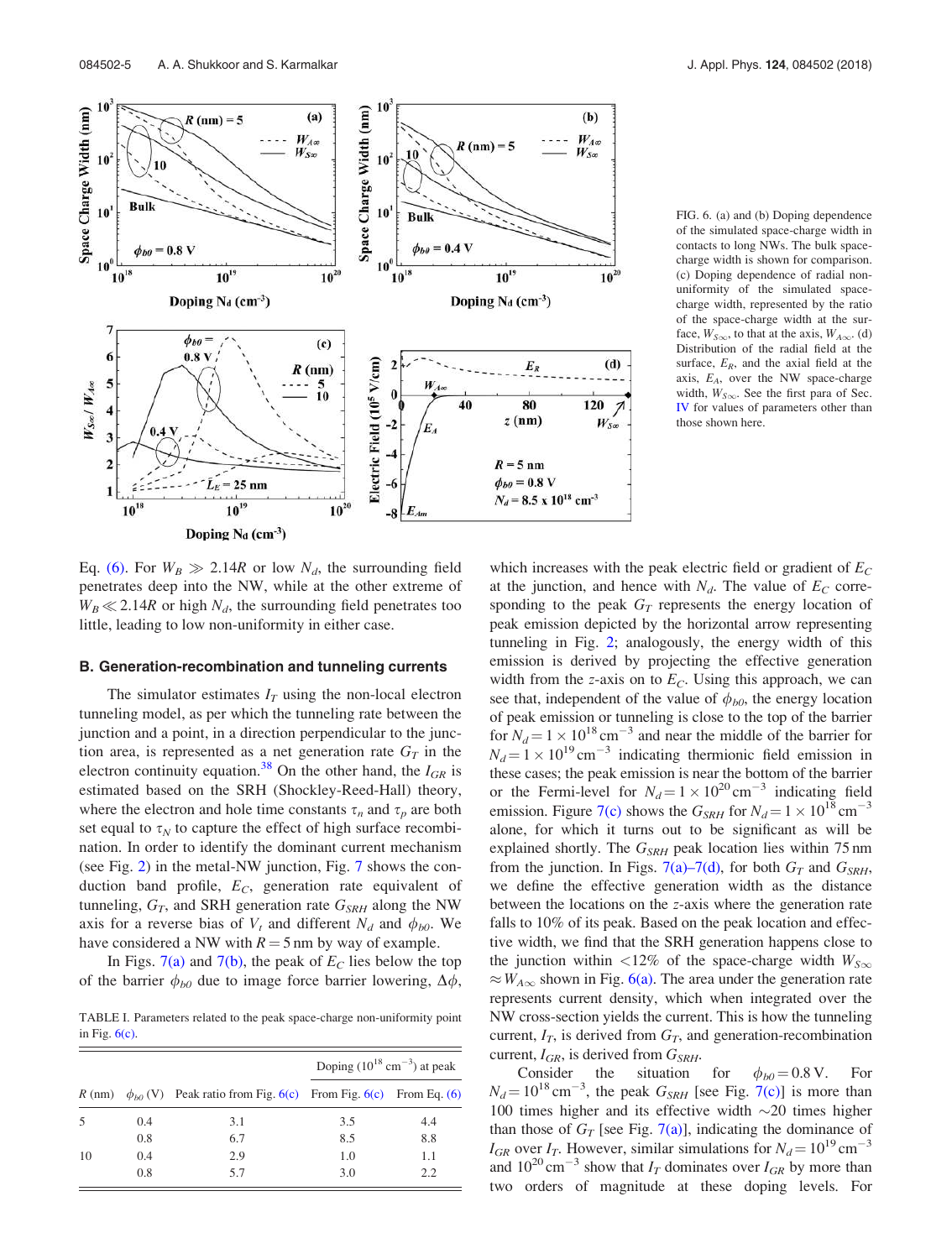FIG. 6. (a) and (b) Doping dependence of the simulated space-charge width in contacts to long NWs. The bulk space-charge width is shown for comparison. (c) Doping dependence of radial non-uniformity of the simulated space-charge width, represented by the ratio of the space-charge width at the surface, $W_{S\infty}$, to that at the axis, $W_{A\infty}$. (d) Distribution of the radial field at the surface, $E_R$, and the axial field at the axis, $E_A$, over the NW space-charge width, $W_{S\infty}$. See the first para of Sec. IV for values of parameters other than those shown here.

Eq. (6). For $W_B \gg 2.14R$ or low $N_d$, the surrounding field penetrates deep into the NW, while at the other extreme of $W_B \ll 2.14R$ or high $N_d$, the surrounding field penetrates too little, leading to low non-uniformity in either case.

### B. Generation-recombination and tunneling currents

The simulator estimates $I_T$ using the non-local electron tunneling model, as per which the tunneling rate between the junction and a point, in a direction perpendicular to the junction area, is represented as a net generation rate $G_T$ in the electron continuity equation.[38] On the other hand, the $I_{GR}$ is estimated based on the SRH (Shockley-Reed-Hall) theory, where the electron and hole time constants $\tau_n$ and $\tau_p$ are both set equal to $\tau_N$ to capture the effect of high surface recombination. In order to identify the dominant current mechanism (see Fig. 2) in the metal-NW junction, Fig. 7 shows the conduction band profile, $E_C$, generation rate equivalent of tunneling, $G_T$, and SRH generation rate $G_{SRH}$ along the NW axis for a reverse bias of $V_t$ and different $N_d$ and $\phi_{b0}$. We have considered a NW with $R = 5$ nm by way of example.

In Figs. 7(a) and 7(b), the peak of $E_C$ lies below the top of the barrier $\phi_{b0}$ due to image force barrier lowering, $\Delta\phi$, which increases with the peak electric field or gradient of $E_C$ at the junction, and hence with $N_d$. The value of $E_C$ corresponding to the peak $G_T$ represents the energy location of peak emission depicted by the horizontal arrow representing tunneling in Fig. 2; analogously, the energy width of this emission is derived by projecting the effective generation width from the $z$-axis on to $E_C$. Using this approach, we can see that, independent of the value of $\phi_{b0}$, the energy location of peak emission or tunneling is close to the top of the barrier for $N_d = 1 \times 10^{18}\,\text{cm}^{-3}$ and near the middle of the barrier for $N_d = 1 \times 10^{19}\,\text{cm}^{-3}$ indicating thermionic field emission in these cases; the peak emission is near the bottom of the barrier or the Fermi-level for $N_d = 1 \times 10^{20}\,\text{cm}^{-3}$ indicating field emission. Figure 7(c) shows the $G_{SRH}$ for $N_d = 1 \times 10^{18}\,\text{cm}^{-3}$ alone, for which it turns out to be significant as will be explained shortly. The $G_{SRH}$ peak location lies within 75 nm from the junction. In Figs. 7(a)–7(d), for both $G_T$ and $G_{SRH}$, we define the effective generation width as the distance between the locations on the $z$-axis where the generation rate falls to 10% of its peak. Based on the peak location and effective width, we find that the SRH generation happens close to the junction within <12% of the space-charge width $W_{S\infty} \approx W_{A\infty}$ shown in Fig. 6(a). The area under the generation rate represents current density, which when integrated over the NW cross-section yields the current. This is how the tunneling current, $I_T$, is derived from $G_T$, and generation-recombination current, $I_{GR}$, is derived from $G_{SRH}$.

Consider the situation for $\phi_{b0} = 0.8$ V. For $N_d = 10^{18}\,\text{cm}^{-3}$, the peak $G_{SRH}$ [see Fig. 7(c)] is more than 100 times higher and its effective width ~20 times higher than those of $G_T$ [see Fig. 7(a)], indicating the dominance of $I_{GR}$ over $I_T$. However, similar simulations for $N_d = 10^{19}\,\text{cm}^{-3}$ and $10^{20}\,\text{cm}^{-3}$ show that $I_T$ dominates over $I_{GR}$ by more than two orders of magnitude at these doping levels. For

TABLE I. Parameters related to the peak space-charge non-uniformity point in Fig. 6(c).

| $R$ (nm) | $\phi_{b0}$ (V) | Peak ratio from Fig. 6(c) | Doping ($10^{18}\,\text{cm}^{-3}$) at peak | |
|---|---|---|---|---|
| | | | From Fig. 6(c) | From Eq. (6) |
| 5 | 0.4 | 3.1 | 3.5 | 4.4 |
| | 0.8 | 6.7 | 8.5 | 8.8 |
| 10 | 0.4 | 2.9 | 1.0 | 1.1 |
| | 0.8 | 5.7 | 3.0 | 2.2 |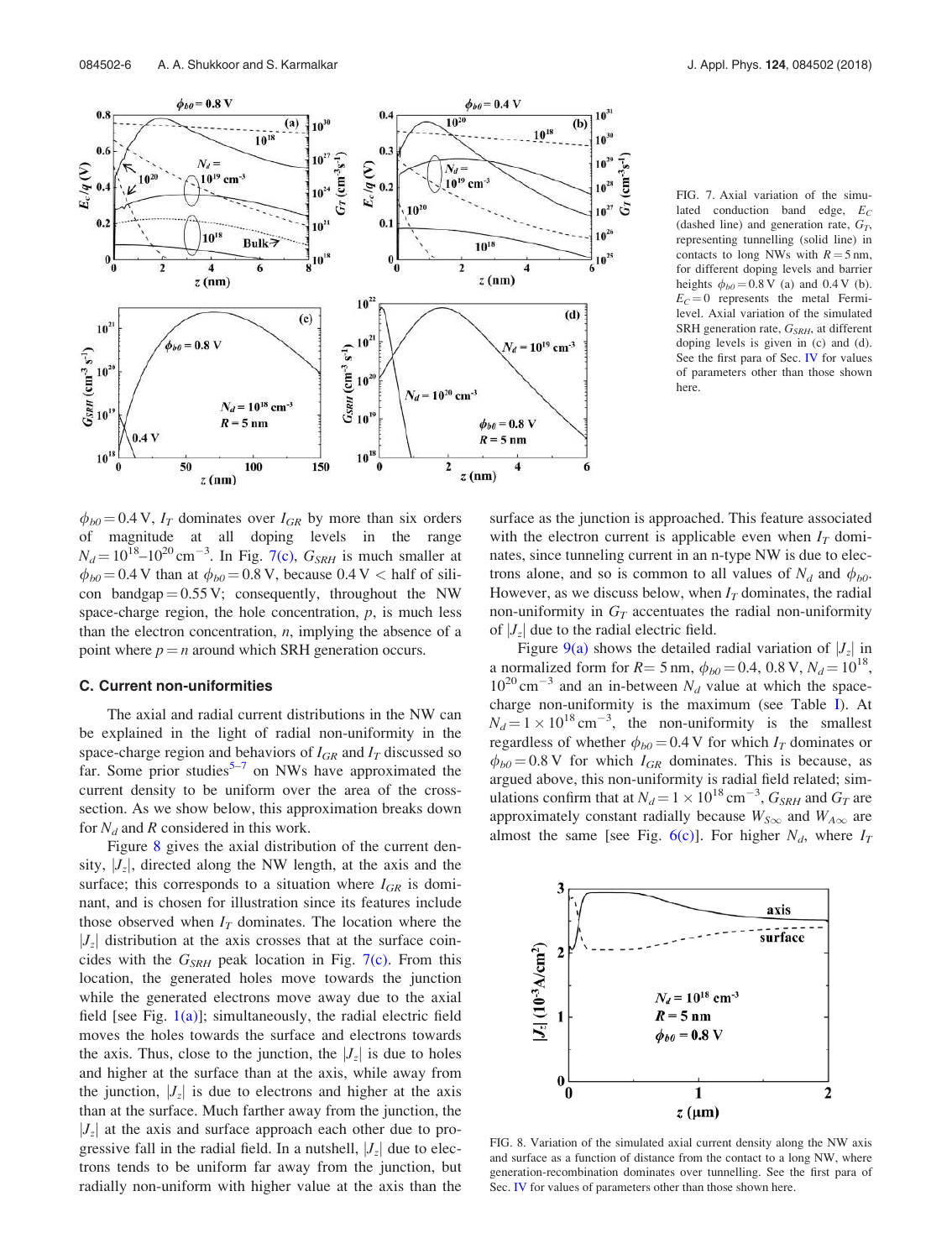FIG. 7. Axial variation of the simulated conduction band edge, $E_C$ (dashed line) and generation rate, $G_T$, representing tunnelling (solid line) in contacts to long NWs with $R = 5$ nm, for different doping levels and barrier heights $\phi_{b0} = 0.8$ V (a) and 0.4 V (b). $E_C = 0$ represents the metal Fermi-level. Axial variation of the simulated SRH generation rate, $G_{SRH}$, at different doping levels is given in (c) and (d). See the first para of Sec. IV for values of parameters other than those shown here.

$\phi_{b0} = 0.4$ V, $I_T$ dominates over $I_{GR}$ by more than six orders of magnitude at all doping levels in the range $N_d = 10^{18}$–$10^{20}$ cm$^{-3}$. In Fig. 7(c), $G_{SRH}$ is much smaller at $\phi_{b0} = 0.4$ V than at $\phi_{b0} = 0.8$ V, because 0.4 V < half of silicon bandgap = 0.55 V; consequently, throughout the NW space-charge region, the hole concentration, $p$, is much less than the electron concentration, $n$, implying the absence of a point where $p = n$ around which SRH generation occurs.

### C. Current non-uniformities

The axial and radial current distributions in the NW can be explained in the light of radial non-uniformity in the space-charge region and behaviors of $I_{GR}$ and $I_T$ discussed so far. Some prior studies[5–7] on NWs have approximated the current density to be uniform over the area of the cross-section. As we show below, this approximation breaks down for $N_d$ and $R$ considered in this work.

Figure 8 gives the axial distribution of the current density, $|J_z|$, directed along the NW length, at the axis and the surface; this corresponds to a situation where $I_{GR}$ is dominant, and is chosen for illustration since its features include those observed when $I_T$ dominates. The location where the $|J_z|$ distribution at the axis crosses that at the surface coincides with the $G_{SRH}$ peak location in Fig. 7(c). From this location, the generated holes move towards the junction while the generated electrons move away due to the axial field [see Fig. 1(a)]; simultaneously, the radial electric field moves the holes towards the surface and electrons towards the axis. Thus, close to the junction, the $|J_z|$ is due to holes and higher at the surface than at the axis, while away from the junction, $|J_z|$ is due to electrons and higher at the axis than at the surface. Much farther away from the junction, the $|J_z|$ at the axis and surface approach each other due to progressive fall in the radial field. In a nutshell, $|J_z|$ due to electrons tends to be uniform far away from the junction, but radially non-uniform with higher value at the axis than the surface as the junction is approached. This feature associated with the electron current is applicable even when $I_T$ dominates, since tunneling current in an n-type NW is due to electrons alone, and so is common to all values of $N_d$ and $\phi_{b0}$. However, as we discuss below, when $I_T$ dominates, the radial non-uniformity in $G_T$ accentuates the radial non-uniformity of $|J_z|$ due to the radial electric field.

Figure 9(a) shows the detailed radial variation of $|J_z|$ in a normalized form for $R = 5$ nm, $\phi_{b0} = 0.4$, 0.8 V, $N_d = 10^{18}$, $10^{20}$ cm$^{-3}$ and an in-between $N_d$ value at which the space-charge non-uniformity is the maximum (see Table I). At $N_d = 1 \times 10^{18}$ cm$^{-3}$, the non-uniformity is the smallest regardless of whether $\phi_{b0} = 0.4$ V for which $I_T$ dominates or $\phi_{b0} = 0.8$ V for which $I_{GR}$ dominates. This is because, as argued above, this non-uniformity is radial field related; simulations confirm that at $N_d = 1 \times 10^{18}$ cm$^{-3}$, $G_{SRH}$ and $G_T$ are approximately constant radially because $W_{S\infty}$ and $W_{A\infty}$ are almost the same [see Fig. 6(c)]. For higher $N_d$, where $I_T$

FIG. 8. Variation of the simulated axial current density along the NW axis and surface as a function of distance from the contact to a long NW, where generation-recombination dominates over tunnelling. See the first para of Sec. IV for values of parameters other than those shown here.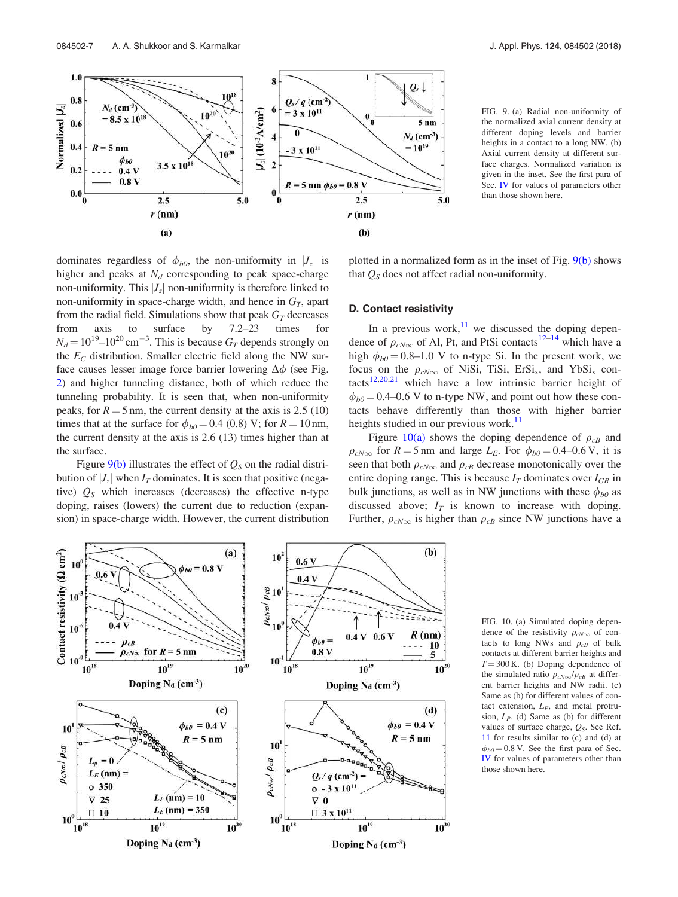FIG. 9. (a) Radial non-uniformity of the normalized axial current density at different doping levels and barrier heights in a contact to a long NW. (b) Axial current density at different surface charges. Normalized variation is given in the inset. See the first para of Sec. IV for values of parameters other than those shown here.

dominates regardless of $\phi_{b0}$, the non-uniformity in $|J_z|$ is higher and peaks at $N_d$ corresponding to peak space-charge non-uniformity. This $|J_z|$ non-uniformity is therefore linked to non-uniformity in space-charge width, and hence in $G_T$, apart from the radial field. Simulations show that peak $G_T$ decreases from axis to surface by 7.2–23 times for $N_d = 10^{19}$–$10^{20}\,\text{cm}^{-3}$. This is because $G_T$ depends strongly on the $E_C$ distribution. Smaller electric field along the NW surface causes lesser image force barrier lowering $\Delta\phi$ (see Fig. 2) and higher tunneling distance, both of which reduce the tunneling probability. It is seen that, when non-uniformity peaks, for $R = 5\,\text{nm}$, the current density at the axis is 2.5 (10) times that at the surface for $\phi_{b0} = 0.4$ (0.8) V; for $R = 10\,\text{nm}$, the current density at the axis is 2.6 (13) times higher than at the surface.

Figure 9(b) illustrates the effect of $Q_S$ on the radial distribution of $|J_z|$ when $I_T$ dominates. It is seen that positive (negative) $Q_S$ which increases (decreases) the effective n-type doping, raises (lowers) the current due to reduction (expansion) in space-charge width. However, the current distribution plotted in a normalized form as in the inset of Fig. 9(b) shows that $Q_S$ does not affect radial non-uniformity.

### D. Contact resistivity

In a previous work,[11] we discussed the doping dependence of $\rho_{cN\infty}$ of Al, Pt, and PtSi contacts[12–14] which have a high $\phi_{b0} = 0.8$–$1.0$ V to n-type Si. In the present work, we focus on the $\rho_{cN\infty}$ of NiSi, TiSi, $ErSi_x$, and $YbSi_x$ contacts[12,20,21] which have a low intrinsic barrier height of $\phi_{b0} = 0.4$–$0.6$ V to n-type NW, and point out how these contacts behave differently than those with higher barrier heights studied in our previous work.[11]

Figure 10(a) shows the doping dependence of $\rho_{cB}$ and $\rho_{cN\infty}$ for $R = 5\,\text{nm}$ and large $L_E$. For $\phi_{b0} = 0.4$–$0.6$ V, it is seen that both $\rho_{cN\infty}$ and $\rho_{cB}$ decrease monotonically over the entire doping range. This is because $I_T$ dominates over $I_{GR}$ in bulk junctions, as well as in NW junctions with these $\phi_{b0}$ as discussed above; $I_T$ is known to increase with doping. Further, $\rho_{cN\infty}$ is higher than $\rho_{cB}$ since NW junctions have a

FIG. 10. (a) Simulated doping dependence of the resistivity $\rho_{cN\infty}$ of contacts to long NWs and $\rho_{cB}$ of bulk contacts at different barrier heights and $T = 300\,\text{K}$. (b) Doping dependence of the simulated ratio $\rho_{cN\infty}/\rho_{cB}$ at different barrier heights and NW radii. (c) Same as (b) for different values of contact extension, $L_E$, and metal protrusion, $L_P$. (d) Same as (b) for different values of surface charge, $Q_S$. See Ref. 11 for results similar to (c) and (d) at $\phi_{b0} = 0.8$ V. See the first para of Sec. IV for values of parameters other than those shown here.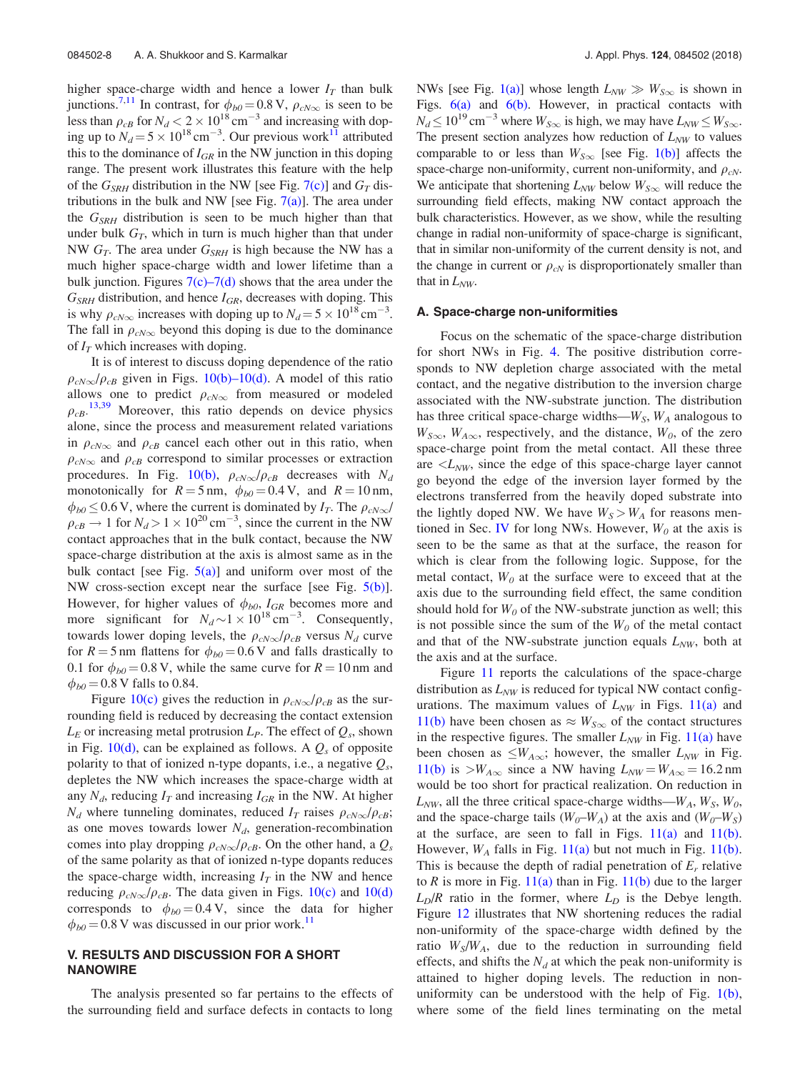higher space-charge width and hence a lower $I_T$ than bulk junctions.[7,11] In contrast, for $\phi_{b0} = 0.8\,\text{V}$, $\rho_{cN\infty}$ is seen to be less than $\rho_{cB}$ for $N_d < 2 \times 10^{18}\,\text{cm}^{-3}$ and increasing with doping up to $N_d = 5 \times 10^{18}\,\text{cm}^{-3}$. Our previous work[11] attributed this to the dominance of $I_{GR}$ in the NW junction in this doping range. The present work illustrates this feature with the help of the $G_{SRH}$ distribution in the NW [see Fig. 7(c)] and $G_T$ distributions in the bulk and NW [see Fig. 7(a)]. The area under the $G_{SRH}$ distribution is seen to be much higher than that under bulk $G_T$, which in turn is much higher than that under NW $G_T$. The area under $G_{SRH}$ is high because the NW has a much higher space-charge width and lower lifetime than a bulk junction. Figures 7(c)–7(d) shows that the area under the $G_{SRH}$ distribution, and hence $I_{GR}$, decreases with doping. This is why $\rho_{cN\infty}$ increases with doping up to $N_d = 5 \times 10^{18}\,\text{cm}^{-3}$. The fall in $\rho_{cN\infty}$ beyond this doping is due to the dominance of $I_T$ which increases with doping.

It is of interest to discuss doping dependence of the ratio $\rho_{cN\infty}/\rho_{cB}$ given in Figs. 10(b)–10(d). A model of this ratio allows one to predict $\rho_{cN\infty}$ from measured or modeled $\rho_{cB}$.[13,39] Moreover, this ratio depends on device physics alone, since the process and measurement related variations in $\rho_{cN\infty}$ and $\rho_{cB}$ cancel each other out in this ratio, when $\rho_{cN\infty}$ and $\rho_{cB}$ correspond to similar processes or extraction procedures. In Fig. 10(b), $\rho_{cN\infty}/\rho_{cB}$ decreases with $N_d$ monotonically for $R = 5\,\text{nm}$, $\phi_{b0} = 0.4\,\text{V}$, and $R = 10\,\text{nm}$, $\phi_{b0} \leq 0.6\,\text{V}$, where the current is dominated by $I_T$. The $\rho_{cN\infty}/\rho_{cB} \to 1$ for $N_d > 1 \times 10^{20}\,\text{cm}^{-3}$, since the current in the NW contact approaches that in the bulk contact, because the NW space-charge distribution at the axis is almost same as in the bulk contact [see Fig. 5(a)] and uniform over most of the NW cross-section except near the surface [see Fig. 5(b)]. However, for higher values of $\phi_{b0}$, $I_{GR}$ becomes more and more significant for $N_d \sim 1 \times 10^{18}\,\text{cm}^{-3}$. Consequently, towards lower doping levels, the $\rho_{cN\infty}/\rho_{cB}$ versus $N_d$ curve for $R = 5\,\text{nm}$ flattens for $\phi_{b0} = 0.6\,\text{V}$ and falls drastically to 0.1 for $\phi_{b0} = 0.8\,\text{V}$, while the same curve for $R = 10\,\text{nm}$ and $\phi_{b0} = 0.8\,\text{V}$ falls to 0.84.

Figure 10(c) gives the reduction in $\rho_{cN\infty}/\rho_{cB}$ as the surrounding field is reduced by decreasing the contact extension $L_E$ or increasing metal protrusion $L_P$. The effect of $Q_s$, shown in Fig. 10(d), can be explained as follows. A $Q_s$ of opposite polarity to that of ionized n-type dopants, i.e., a negative $Q_s$, depletes the NW which increases the space-charge width at any $N_d$, reducing $I_T$ and increasing $I_{GR}$ in the NW. At higher $N_d$ where tunneling dominates, reduced $I_T$ raises $\rho_{cN\infty}/\rho_{cB}$; as one moves towards lower $N_d$, generation-recombination comes into play dropping $\rho_{cN\infty}/\rho_{cB}$. On the other hand, a $Q_s$ of the same polarity as that of ionized n-type dopants reduces the space-charge width, increasing $I_T$ in the NW and hence reducing $\rho_{cN\infty}/\rho_{cB}$. The data given in Figs. 10(c) and 10(d) corresponds to $\phi_{b0} = 0.4\,\text{V}$, since the data for higher $\phi_{b0} = 0.8\,\text{V}$ was discussed in our prior work.[11]

## V. RESULTS AND DISCUSSION FOR A SHORT NANOWIRE

The analysis presented so far pertains to the effects of the surrounding field and surface defects in contacts to long NWs [see Fig. 1(a)] whose length $L_{NW} \gg W_{S\infty}$ is shown in Figs. 6(a) and 6(b). However, in practical contacts with $N_d \leq 10^{19}\,\text{cm}^{-3}$ where $W_{S\infty}$ is high, we may have $L_{NW} \leq W_{S\infty}$. The present section analyzes how reduction of $L_{NW}$ to values comparable to or less than $W_{S\infty}$ [see Fig. 1(b)] affects the space-charge non-uniformity, current non-uniformity, and $\rho_{cN}$. We anticipate that shortening $L_{NW}$ below $W_{S\infty}$ will reduce the surrounding field effects, making NW contact approach the bulk characteristics. However, as we show, while the resulting change in radial non-uniformity of space-charge is significant, that in similar non-uniformity of the current density is not, and the change in current or $\rho_{cN}$ is disproportionately smaller than that in $L_{NW}$.

### A. Space-charge non-uniformities

Focus on the schematic of the space-charge distribution for short NWs in Fig. 4. The positive distribution corresponds to NW depletion charge associated with the metal contact, and the negative distribution to the inversion charge associated with the NW-substrate junction. The distribution has three critical space-charge widths—$W_S$, $W_A$ analogous to $W_{S\infty}$, $W_{A\infty}$, respectively, and the distance, $W_0$, of the zero space-charge point from the metal contact. All these three are $< L_{NW}$, since the edge of this space-charge layer cannot go beyond the edge of the inversion layer formed by the electrons transferred from the heavily doped substrate into the lightly doped NW. We have $W_S > W_A$ for reasons mentioned in Sec. IV for long NWs. However, $W_0$ at the axis is seen to be the same as that at the surface, the reason for which is clear from the following logic. Suppose, for the metal contact, $W_0$ at the surface were to exceed that at the axis due to the surrounding field effect, the same condition should hold for $W_0$ of the NW-substrate junction as well; this is not possible since the sum of the $W_0$ of the metal contact and that of the NW-substrate junction equals $L_{NW}$, both at the axis and at the surface.

Figure 11 reports the calculations of the space-charge distribution as $L_{NW}$ is reduced for typical NW contact configurations. The maximum values of $L_{NW}$ in Figs. 11(a) and 11(b) have been chosen as $\approx W_{S\infty}$ of the contact structures in the respective figures. The smaller $L_{NW}$ in Fig. 11(a) have been chosen as $\leq W_{A\infty}$; however, the smaller $L_{NW}$ in Fig. 11(b) is $> W_{A\infty}$ since a NW having $L_{NW} = W_{A\infty} = 16.2\,\text{nm}$ would be too short for practical realization. On reduction in $L_{NW}$, all the three critical space-charge widths—$W_A$, $W_S$, $W_0$, and the space-charge tails ($W_0$–$W_A$) at the axis and ($W_0$–$W_S$) at the surface, are seen to fall in Figs. 11(a) and 11(b). However, $W_A$ falls in Fig. 11(a) but not much in Fig. 11(b). This is because the depth of radial penetration of $E_r$ relative to $R$ is more in Fig. 11(a) than in Fig. 11(b) due to the larger $L_D/R$ ratio in the former, where $L_D$ is the Debye length. Figure 12 illustrates that NW shortening reduces the radial non-uniformity of the space-charge width defined by the ratio $W_S/W_A$, due to the reduction in surrounding field effects, and shifts the $N_d$ at which the peak non-uniformity is attained to higher doping levels. The reduction in non-uniformity can be understood with the help of Fig. 1(b), where some of the field lines terminating on the metal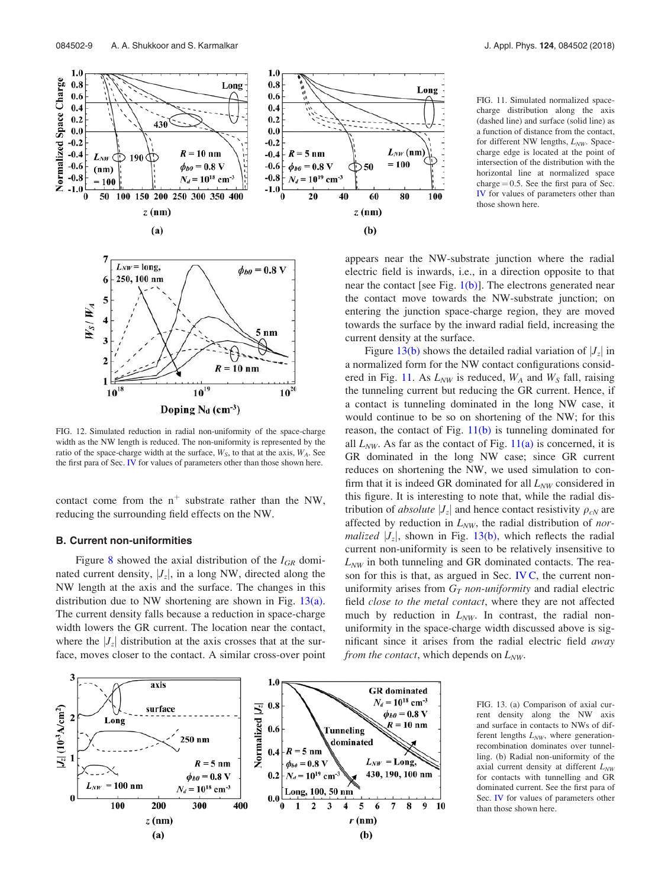FIG. 11. Simulated normalized space-charge distribution along the axis (dashed line) and surface (solid line) as a function of distance from the contact, for different NW lengths, $L_{NW}$. Space-charge edge is located at the point of intersection of the distribution with the horizontal line at normalized space charge = 0.5. See the first para of Sec. IV for values of parameters other than those shown here.

FIG. 12. Simulated reduction in radial non-uniformity of the space-charge width as the NW length is reduced. The non-uniformity is represented by the ratio of the space-charge width at the surface, $W_S$, to that at the axis, $W_A$. See the first para of Sec. IV for values of parameters other than those shown here.

contact come from the n$^+$ substrate rather than the NW, reducing the surrounding field effects on the NW.

### B. Current non-uniformities

Figure 8 showed the axial distribution of the $I_{GR}$ dominated current density, $|J_z|$, in a long NW, directed along the NW length at the axis and the surface. The changes in this distribution due to NW shortening are shown in Fig. 13(a). The current density falls because a reduction in space-charge width lowers the GR current. The location near the contact, where the $|J_z|$ distribution at the axis crosses that at the surface, moves closer to the contact. A similar cross-over point appears near the NW-substrate junction where the radial electric field is inwards, i.e., in a direction opposite to that near the contact [see Fig. 1(b)]. The electrons generated near the contact move towards the NW-substrate junction; on entering the junction space-charge region, they are moved towards the surface by the inward radial field, increasing the current density at the surface.

Figure 13(b) shows the detailed radial variation of $|J_z|$ in a normalized form for the NW contact configurations considered in Fig. 11. As $L_{NW}$ is reduced, $W_A$ and $W_S$ fall, raising the tunneling current but reducing the GR current. Hence, if a contact is tunneling dominated in the long NW case, it would continue to be so on shortening of the NW; for this reason, the contact of Fig. 11(b) is tunneling dominated for all $L_{NW}$. As far as the contact of Fig. 11(a) is concerned, it is GR dominated in the long NW case; since GR current reduces on shortening the NW, we used simulation to confirm that it is indeed GR dominated for all $L_{NW}$ considered in this figure. It is interesting to note that, while the radial distribution of *absolute* $|J_z|$ and hence contact resistivity $\rho_{cN}$ are affected by reduction in $L_{NW}$, the radial distribution of *normalized* $|J_z|$, shown in Fig. 13(b), which reflects the radial current non-uniformity is seen to be relatively insensitive to $L_{NW}$ in both tunneling and GR dominated contacts. The reason for this is that, as argued in Sec. IV C, the current non-uniformity arises from $G_T$ *non-uniformity* and radial electric field *close to the metal contact*, where they are not affected much by reduction in $L_{NW}$. In contrast, the radial non-uniformity in the space-charge width discussed above is significant since it arises from the radial electric field *away from the contact*, which depends on $L_{NW}$.

FIG. 13. (a) Comparison of axial current density along the NW axis and surface in contacts to NWs of different lengths $L_{NW}$, where generation-recombination dominates over tunnelling. (b) Radial non-uniformity of the axial current density at different $L_{NW}$ for contacts with tunnelling and GR dominated current. See the first para of Sec. IV for values of parameters other than those shown here.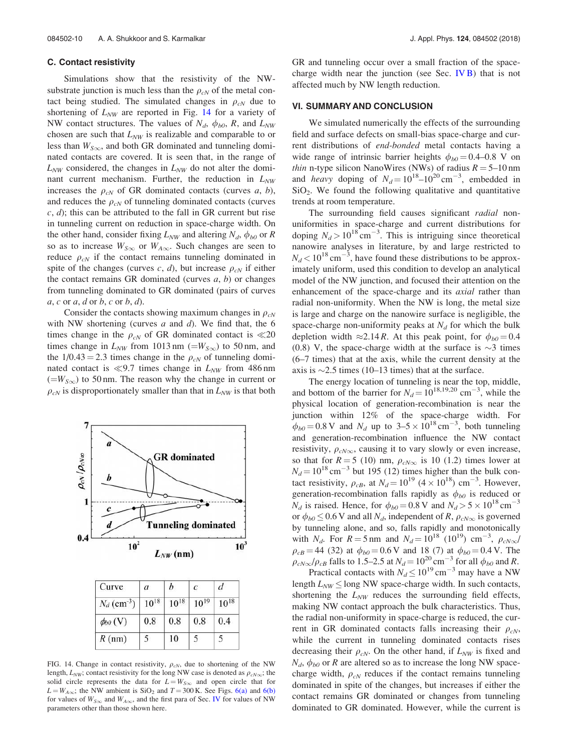### C. Contact resistivity

Simulations show that the resistivity of the NW-substrate junction is much less than the $\rho_{cN}$ of the metal contact being studied. The simulated changes in $\rho_{cN}$ due to shortening of $L_{NW}$ are reported in Fig. 14 for a variety of NW contact structures. The values of $N_d$, $\phi_{b0}$, $R$, and $L_{NW}$ chosen are such that $L_{NW}$ is realizable and comparable to or less than $W_{S\infty}$, and both GR dominated and tunneling dominated contacts are covered. It is seen that, in the range of $L_{NW}$ considered, the changes in $L_{NW}$ do not alter the dominant current mechanism. Further, the reduction in $L_{NW}$ increases the $\rho_{cN}$ of GR dominated contacts (curves *a*, *b*), and reduces the $\rho_{cN}$ of tunneling dominated contacts (curves *c*, *d*); this can be attributed to the fall in GR current but rise in tunneling current on reduction in space-charge width. On the other hand, consider fixing $L_{NW}$ and altering $N_d$, $\phi_{b0}$ or $R$ so as to increase $W_{S\infty}$ or $W_{A\infty}$. Such changes are seen to reduce $\rho_{cN}$ if the contact remains tunneling dominated in spite of the changes (curves *c*, *d*), but increase $\rho_{cN}$ if either the contact remains GR dominated (curves *a*, *b*) or changes from tunneling dominated to GR dominated (pairs of curves *a*, *c* or *a*, *d* or *b*, *c* or *b*, *d*).

Consider the contacts showing maximum changes in $\rho_{cN}$ with NW shortening (curves *a* and *d*). We find that, the 6 times change in the $\rho_{cN}$ of GR dominated contact is $\ll$20 times change in $L_{NW}$ from 1013 nm ($=W_{S\infty}$) to 50 nm, and the $1/0.43 = 2.3$ times change in the $\rho_{cN}$ of tunneling dominated contact is $\ll$9.7 times change in $L_{NW}$ from 486 nm ($=W_{S\infty}$) to 50 nm. The reason why the change in current or $\rho_{cN}$ is disproportionately smaller than that in $L_{NW}$ is that both GR and tunneling occur over a small fraction of the space-charge width near the junction (see Sec. IV B) that is not affected much by NW length reduction.

| Curve | *a* | *b* | *c* | *d* |
|---|---|---|---|---|
| $N_d$ (cm$^{-3}$) | $10^{18}$ | $10^{18}$ | $10^{19}$ | $10^{18}$ |
| $\phi_{b0}$ (V) | 0.8 | 0.8 | 0.8 | 0.4 |
| $R$ (nm) | 5 | 10 | 5 | 5 |

FIG. 14. Change in contact resistivity, $\rho_{cN}$, due to shortening of the NW length, $L_{NW}$; contact resistivity for the long NW case is denoted as $\rho_{cN\infty}$; the solid circle represents the data for $L = W_{S\infty}$ and open circle that for $L = W_{A\infty}$; the NW ambient is $SiO_2$ and $T = 300$ K. See Figs. 6(a) and 6(b) for values of $W_{S\infty}$ and $W_{A\infty}$, and the first para of Sec. IV for values of NW parameters other than those shown here.

## VI. SUMMARY AND CONCLUSION

We simulated numerically the effects of the surrounding field and surface defects on small-bias space-charge and current distributions of *end-bonded* metal contacts having a wide range of intrinsic barrier heights $\phi_{b0} = 0.4$–$0.8$ V on *thin* n-type silicon NanoWires (NWs) of radius $R = 5$–$10$ nm and *heavy* doping of $N_d = 10^{18}$–$10^{20}$ cm$^{-3}$, embedded in $SiO_2$. We found the following qualitative and quantitative trends at room temperature.

The surrounding field causes significant *radial* non-uniformities in space-charge and current distributions for doping $N_d > 10^{18}$ cm$^{-3}$. This is intriguing since theoretical nanowire analyses in literature, by and large restricted to $N_d < 10^{18}$ cm$^{-3}$, have found these distributions to be approximately uniform, used this condition to develop an analytical model of the NW junction, and focused their attention on the enhancement of the space-charge and its *axial* rather than radial non-uniformity. When the NW is long, the metal size is large and charge on the nanowire surface is negligible, the space-charge non-uniformity peaks at $N_d$ for which the bulk depletion width $\approx 2.14R$. At this peak point, for $\phi_{b0} = 0.4$ (0.8) V, the space-charge width at the surface is $\sim$3 times (6–7 times) that at the axis, while the current density at the axis is $\sim$2.5 times (10–13 times) that at the surface.

The energy location of tunneling is near the top, middle, and bottom of the barrier for $N_d = 10^{18,19,20}$ cm$^{-3}$, while the physical location of generation-recombination is near the junction within 12% of the space-charge width. For $\phi_{b0} = 0.8$ V and $N_d$ up to $3$–$5 \times 10^{18}$ cm$^{-3}$, both tunneling and generation-recombination influence the NW contact resistivity, $\rho_{cN\infty}$, causing it to vary slowly or even increase, so that for $R = 5$ (10) nm, $\rho_{cN\infty}$ is 10 (1.2) times lower at $N_d = 10^{18}$ cm$^{-3}$ but 195 (12) times higher than the bulk contact resistivity, $\rho_{cB}$, at $N_d = 10^{19}$ ($4 \times 10^{18}$) cm$^{-3}$. However, generation-recombination falls rapidly as $\phi_{b0}$ is reduced or $N_d$ is raised. Hence, for $\phi_{b0} = 0.8$ V and $N_d > 5 \times 10^{18}$ cm$^{-3}$ or $\phi_{b0} \leq 0.6$ V and all $N_d$, independent of $R$, $\rho_{cN\infty}$ is governed by tunneling alone, and so, falls rapidly and monotonically with $N_d$. For $R = 5$ nm and $N_d = 10^{18}$ ($10^{19}$) cm$^{-3}$, $\rho_{cN\infty}/\rho_{cB} = 44$ (32) at $\phi_{b0} = 0.6$ V and 18 (7) at $\phi_{b0} = 0.4$ V. The $\rho_{cN\infty}/\rho_{cB}$ falls to 1.5–2.5 at $N_d = 10^{20}$ cm$^{-3}$ for all $\phi_{b0}$ and $R$.

Practical contacts with $N_d \leq 10^{19}$ cm$^{-3}$ may have a NW length $L_{NW} \leq$ long NW space-charge width. In such contacts, shortening the $L_{NW}$ reduces the surrounding field effects, making NW contact approach the bulk characteristics. Thus, the radial non-uniformity in space-charge is reduced, the current in GR dominated contacts falls increasing their $\rho_{cN}$, while the current in tunneling dominated contacts rises decreasing their $\rho_{cN}$. On the other hand, if $L_{NW}$ is fixed and $N_d$, $\phi_{b0}$ or $R$ are altered so as to increase the long NW space-charge width, $\rho_{cN}$ reduces if the contact remains tunneling dominated in spite of the changes, but increases if either the contact remains GR dominated or changes from tunneling dominated to GR dominated. However, while the current is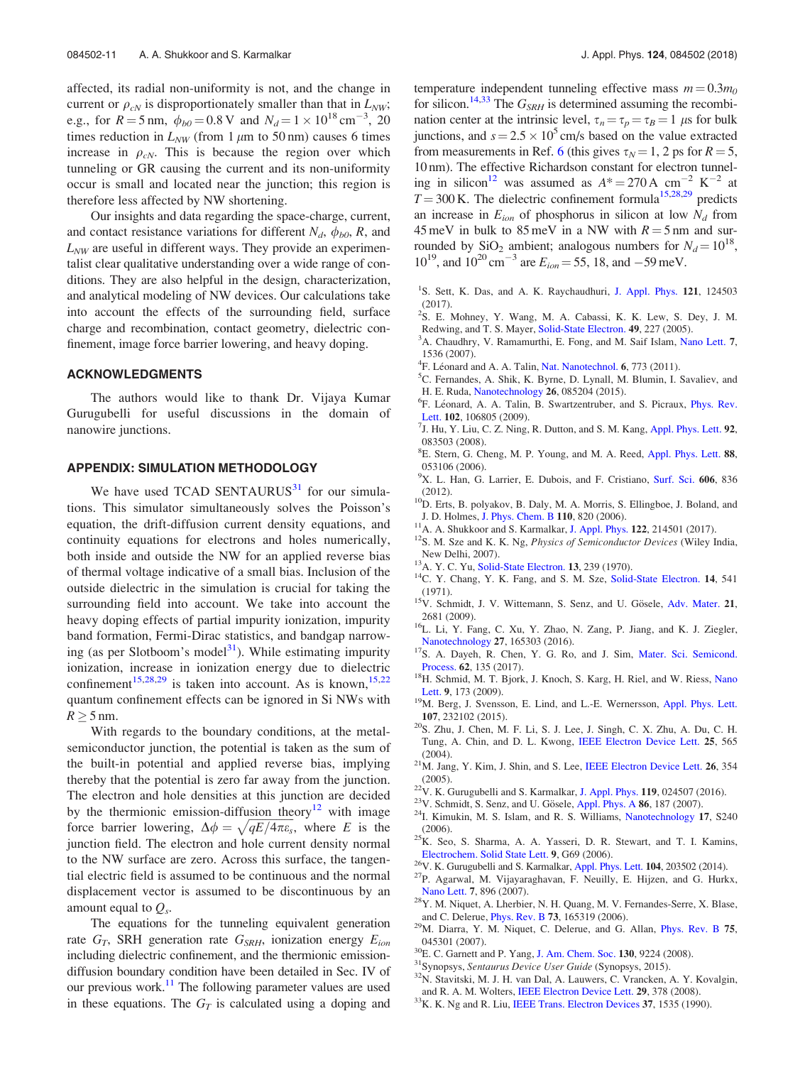affected, its radial non-uniformity is not, and the change in current or $\rho_{cN}$ is disproportionately smaller than that in $L_{NW}$; e.g., for $R = 5$ nm, $\phi_{b0} = 0.8$ V and $N_d = 1 \times 10^{18}$ cm$^{-3}$, 20 times reduction in $L_{NW}$ (from 1 $\mu$m to 50 nm) causes 6 times increase in $\rho_{cN}$. This is because the region over which tunneling or GR causing the current and its non-uniformity occur is small and located near the junction; this region is therefore less affected by NW shortening.

Our insights and data regarding the space-charge, current, and contact resistance variations for different $N_d$, $\phi_{b0}$, $R$, and $L_{NW}$ are useful in different ways. They provide an experimentalist clear qualitative understanding over a wide range of conditions. They are also helpful in the design, characterization, and analytical modeling of NW devices. Our calculations take into account the effects of the surrounding field, surface charge and recombination, contact geometry, dielectric confinement, image force barrier lowering, and heavy doping.

## ACKNOWLEDGMENTS

The authors would like to thank Dr. Vijaya Kumar Gurugubelli for useful discussions in the domain of nanowire junctions.

## APPENDIX: SIMULATION METHODOLOGY

We have used TCAD SENTAURUS[31] for our simulations. This simulator simultaneously solves the Poisson's equation, the drift-diffusion current density equations, and continuity equations for electrons and holes numerically, both inside and outside the NW for an applied reverse bias of thermal voltage indicative of a small bias. Inclusion of the outside dielectric in the simulation is crucial for taking the surrounding field into account. We take into account the heavy doping effects of partial impurity ionization, impurity band formation, Fermi-Dirac statistics, and bandgap narrowing (as per Slotboom's model[31]). While estimating impurity ionization, increase in ionization energy due to dielectric confinement[15,28,29] is taken into account. As is known,[15,22] quantum confinement effects can be ignored in Si NWs with $R \geq 5$ nm.

With regards to the boundary conditions, at the metal-semiconductor junction, the potential is taken as the sum of the built-in potential and applied reverse bias, implying thereby that the potential is zero far away from the junction. The electron and hole densities at this junction are decided by the thermionic emission-diffusion theory[12] with image force barrier lowering, $\Delta\phi = \sqrt{qE/4\pi\varepsilon_s}$, where $E$ is the junction field. The electron and hole current density normal to the NW surface are zero. Across this surface, the tangential electric field is assumed to be continuous and the normal displacement vector is assumed to be discontinuous by an amount equal to $Q_s$.

The equations for the tunneling equivalent generation rate $G_T$, SRH generation rate $G_{SRH}$, ionization energy $E_{ion}$ including dielectric confinement, and the thermionic emission-diffusion boundary condition have been detailed in Sec. IV of our previous work.[11] The following parameter values are used in these equations. The $G_T$ is calculated using a doping and temperature independent tunneling effective mass $m = 0.3m_0$ for silicon.[14,33] The $G_{SRH}$ is determined assuming the recombination center at the intrinsic level, $\tau_n = \tau_p = \tau_B = 1$ $\mu$s for bulk junctions, and $s = 2.5 \times 10^5$ cm/s based on the value extracted from measurements in Ref. 6 (this gives $\tau_N = 1$, 2 ps for $R = 5$, 10 nm). The effective Richardson constant for electron tunneling in silicon[12] was assumed as $A^* = 270$ A cm$^{-2}$ K$^{-2}$ at $T = 300$ K. The dielectric confinement formula[15,28,29] predicts an increase in $E_{ion}$ of phosphorus in silicon at low $N_d$ from 45 meV in bulk to 85 meV in a NW with $R = 5$ nm and surrounded by $SiO_2$ ambient; analogous numbers for $N_d = 10^{18}$, $10^{19}$, and $10^{20}$ cm$^{-3}$ are $E_{ion} = 55$, 18, and $-59$ meV.

1. S. Sett, K. Das, and A. K. Raychaudhuri, J. Appl. Phys. **121**, 124503 (2017).
2. S. E. Mohney, Y. Wang, M. A. Cabassi, K. K. Lew, S. Dey, J. M. Redwing, and T. S. Mayer, Solid-State Electron. **49**, 227 (2005).
3. A. Chaudhry, V. Ramamurthi, E. Fong, and M. Saif Islam, Nano Lett. **7**, 1536 (2007).
4. F. Léonard and A. A. Talin, Nat. Nanotechnol. **6**, 773 (2011).
5. C. Fernandes, A. Shik, K. Byrne, D. Lynall, M. Blumin, I. Savaliev, and H. E. Ruda, Nanotechnology **26**, 085204 (2015).
6. F. Léonard, A. A. Talin, B. Swartzentruber, and S. Picraux, Phys. Rev. Lett. **102**, 106805 (2009).
7. J. Hu, Y. Liu, C. Z. Ning, R. Dutton, and S. M. Kang, Appl. Phys. Lett. **92**, 083503 (2008).
8. E. Stern, G. Cheng, M. P. Young, and M. A. Reed, Appl. Phys. Lett. **88**, 053106 (2006).
9. X. L. Han, G. Larrier, E. Dubois, and F. Cristiano, Surf. Sci. **606**, 836 (2012).
10. D. Erts, B. polyakov, B. Daly, M. A. Morris, S. Ellingboe, J. Boland, and J. D. Holmes, J. Phys. Chem. B **110**, 820 (2006).
11. A. A. Shukkoor and S. Karmalkar, J. Appl. Phys. **122**, 214501 (2017).
12. S. M. Sze and K. K. Ng, *Physics of Semiconductor Devices* (Wiley India, New Delhi, 2007).
13. A. Y. C. Yu, Solid-State Electron. **13**, 239 (1970).
14. C. Y. Chang, Y. K. Fang, and S. M. Sze, Solid-State Electron. **14**, 541 (1971).
15. V. Schmidt, J. V. Wittemann, S. Senz, and U. Gösele, Adv. Mater. **21**, 2681 (2009).
16. L. Li, Y. Fang, C. Xu, Y. Zhao, N. Zang, P. Jiang, and K. J. Ziegler, Nanotechnology **27**, 165303 (2016).
17. S. A. Dayeh, R. Chen, Y. G. Ro, and J. Sim, Mater. Sci. Semicond. Process. **62**, 135 (2017).
18. H. Schmid, M. T. Bjork, J. Knoch, S. Karg, H. Riel, and W. Riess, Nano Lett. **9**, 173 (2009).
19. M. Berg, J. Svensson, E. Lind, and L.-E. Wernersson, Appl. Phys. Lett. **107**, 232102 (2015).
20. S. Zhu, J. Chen, M. F. Li, S. J. Lee, J. Singh, C. X. Zhu, A. Du, C. H. Tung, A. Chin, and D. L. Kwong, IEEE Electron Device Lett. **25**, 565 (2004).
21. M. Jang, Y. Kim, J. Shin, and S. Lee, IEEE Electron Device Lett. **26**, 354 (2005).
22. V. K. Gurugubelli and S. Karmalkar, J. Appl. Phys. **119**, 024507 (2016).
23. V. Schmidt, S. Senz, and U. Gösele, Appl. Phys. A **86**, 187 (2007).
24. I. Kimukin, M. S. Islam, and R. S. Williams, Nanotechnology **17**, S240 (2006).
25. K. Seo, S. Sharma, A. A. Yasseri, D. R. Stewart, and T. I. Kamins, Electrochem. Solid State Lett. **9**, G69 (2006).
26. V. K. Gurugubelli and S. Karmalkar, Appl. Phys. Lett. **104**, 203502 (2014).
27. P. Agarwal, M. Vijayaraghavan, F. Neuilly, E. Hijzen, and G. Hurkx, Nano Lett. **7**, 896 (2007).
28. Y. M. Niquet, A. Lherbier, N. H. Quang, M. V. Fernandes-Serre, X. Blase, and C. Delerue, Phys. Rev. B **73**, 165319 (2006).
29. M. Diarra, Y. M. Niquet, C. Delerue, and G. Allan, Phys. Rev. B **75**, 045301 (2007).
30. E. C. Garnett and P. Yang, J. Am. Chem. Soc. **130**, 9224 (2008).
31. Synopsys, *Sentaurus Device User Guide* (Synopsys, 2015).
32. N. Stavitski, M. J. H. van Dal, A. Lauwers, C. Vrancken, A. Y. Kovalgin, and R. A. M. Wolters, IEEE Electron Device Lett. **29**, 378 (2008).
33. K. K. Ng and R. Liu, IEEE Trans. Electron Devices **37**, 1535 (1990).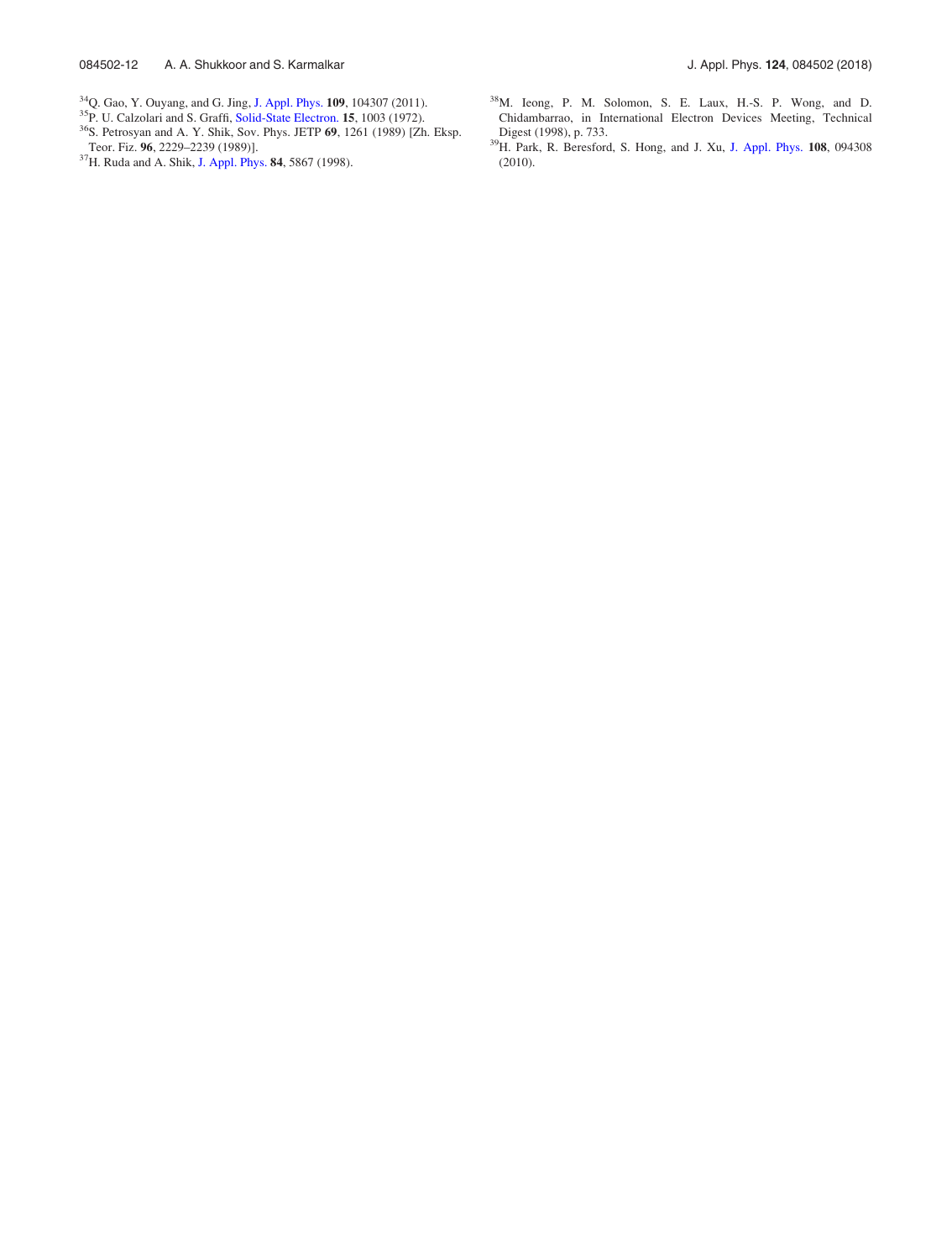[34]Q. Gao, Y. Ouyang, and G. Jing, J. Appl. Phys. **109**, 104307 (2011).

[35]P. U. Calzolari and S. Graffi, Solid-State Electron. **15**, 1003 (1972).

[36]S. Petrosyan and A. Y. Shik, Sov. Phys. JETP **69**, 1261 (1989) [Zh. Eksp. Teor. Fiz. **96**, 2229–2239 (1989)].

[37]H. Ruda and A. Shik, J. Appl. Phys. **84**, 5867 (1998).

[38]M. Ieong, P. M. Solomon, S. E. Laux, H.-S. P. Wong, and D. Chidambarrao, in International Electron Devices Meeting, Technical Digest (1998), p. 733.

[39]H. Park, R. Beresford, S. Hong, and J. Xu, J. Appl. Phys. **108**, 094308 (2010).